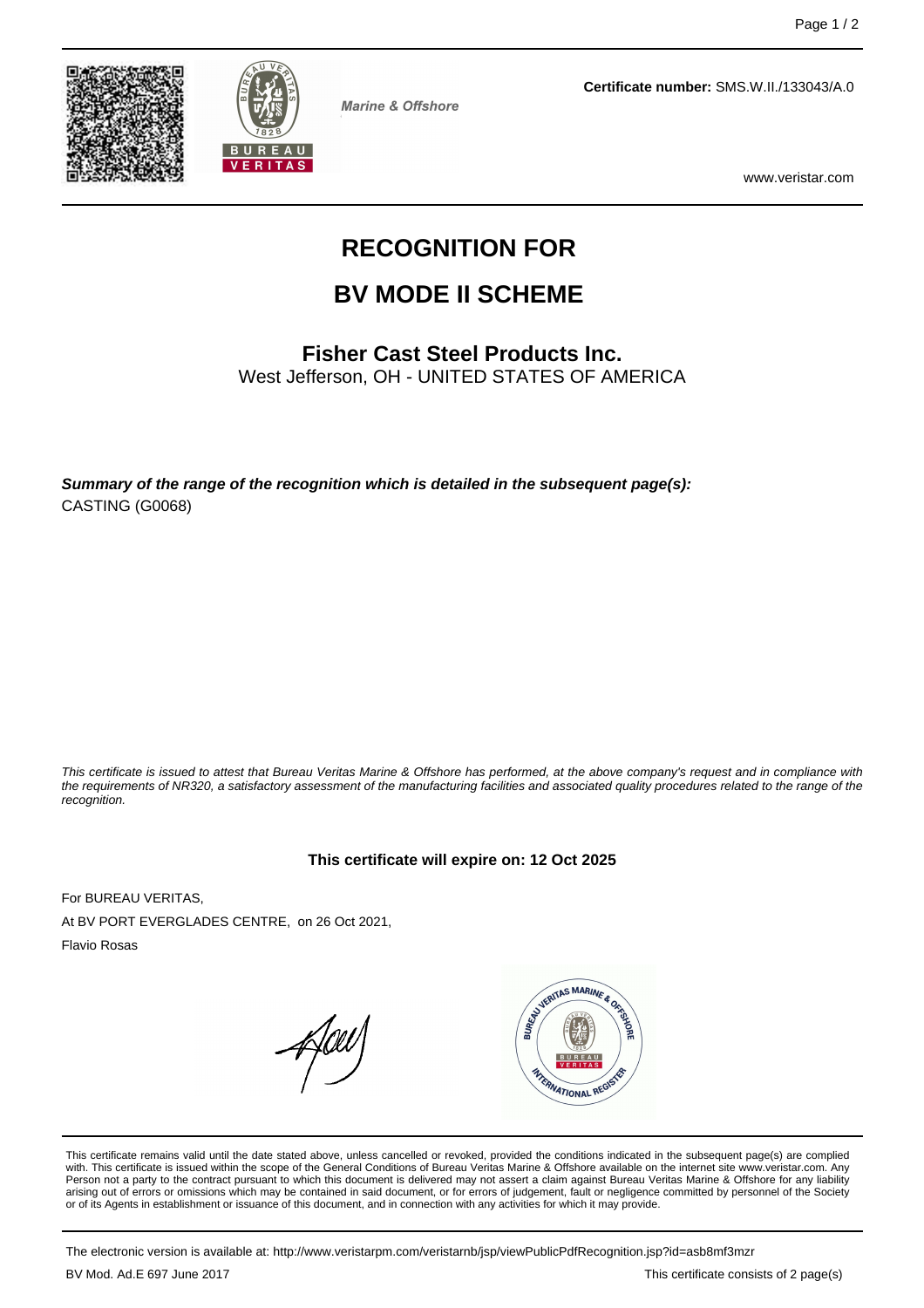Marine & Offshore

**Certificate number:** SMS.W.II./133043/A.0

www.veristar.com

# RECOGNITION FOR

# BV MODE II SCHEME

## Fisher Cast Steel Products Inc.

West Jefferson, OH - UNITED STATES OF AMERICA

***Summary of the range of the recognition which is detailed in the subsequent page(s):***

CASTING (G0068)

*This certificate is issued to attest that Bureau Veritas Marine & Offshore has performed, at the above company's request and in compliance with the requirements of NR320, a satisfactory assessment of the manufacturing facilities and associated quality procedures related to the range of the recognition.*

**This certificate will expire on: 12 Oct 2025**

For BUREAU VERITAS,

At BV PORT EVERGLADES CENTRE, on 26 Oct 2021,

Flavio Rosas

This certificate remains valid until the date stated above, unless cancelled or revoked, provided the conditions indicated in the subsequent page(s) are complied with. This certificate is issued within the scope of the General Conditions of Bureau Veritas Marine & Offshore available on the internet site www.veristar.com. Any Person not a party to the contract pursuant to which this document is delivered may not assert a claim against Bureau Veritas Marine & Offshore for any liability arising out of errors or omissions which may be contained in said document, or for errors of judgement, fault or negligence committed by personnel of the Society or of its Agents in establishment or issuance of this document, and in connection with any activities for which it may provide.

The electronic version is available at: http://www.veristarpm.com/veristarnb/jsp/viewPublicPdfRecognition.jsp?id=asb8mf3mzr

BV Mod. Ad.E 697 June 2017

This certificate consists of 2 page(s)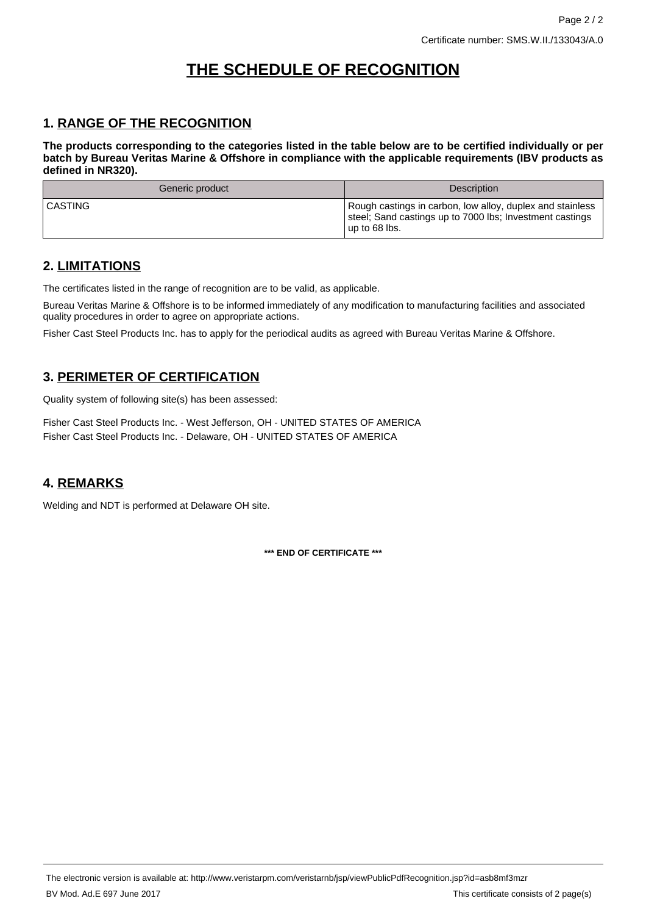Certificate number: SMS.W.II./133043/A.0

# THE SCHEDULE OF RECOGNITION

## 1. RANGE OF THE RECOGNITION

**The products corresponding to the categories listed in the table below are to be certified individually or per batch by Bureau Veritas Marine & Offshore in compliance with the applicable requirements (IBV products as defined in NR320).**

| Generic product | Description |
|---|---|
| CASTING | Rough castings in carbon, low alloy, duplex and stainless steel; Sand castings up to 7000 lbs; Investment castings up to 68 lbs. |

## 2. LIMITATIONS

The certificates listed in the range of recognition are to be valid, as applicable.

Bureau Veritas Marine & Offshore is to be informed immediately of any modification to manufacturing facilities and associated quality procedures in order to agree on appropriate actions.

Fisher Cast Steel Products Inc. has to apply for the periodical audits as agreed with Bureau Veritas Marine & Offshore.

## 3. PERIMETER OF CERTIFICATION

Quality system of following site(s) has been assessed:

Fisher Cast Steel Products Inc. - West Jefferson, OH - UNITED STATES OF AMERICA
Fisher Cast Steel Products Inc. - Delaware, OH - UNITED STATES OF AMERICA

## 4. REMARKS

Welding and NDT is performed at Delaware OH site.

**\*\*\* END OF CERTIFICATE \*\*\***

The electronic version is available at: http://www.veristarpm.com/veristarnb/jsp/viewPublicPdfRecognition.jsp?id=asb8mf3mzr

BV Mod. Ad.E 697 June 2017

This certificate consists of 2 page(s)